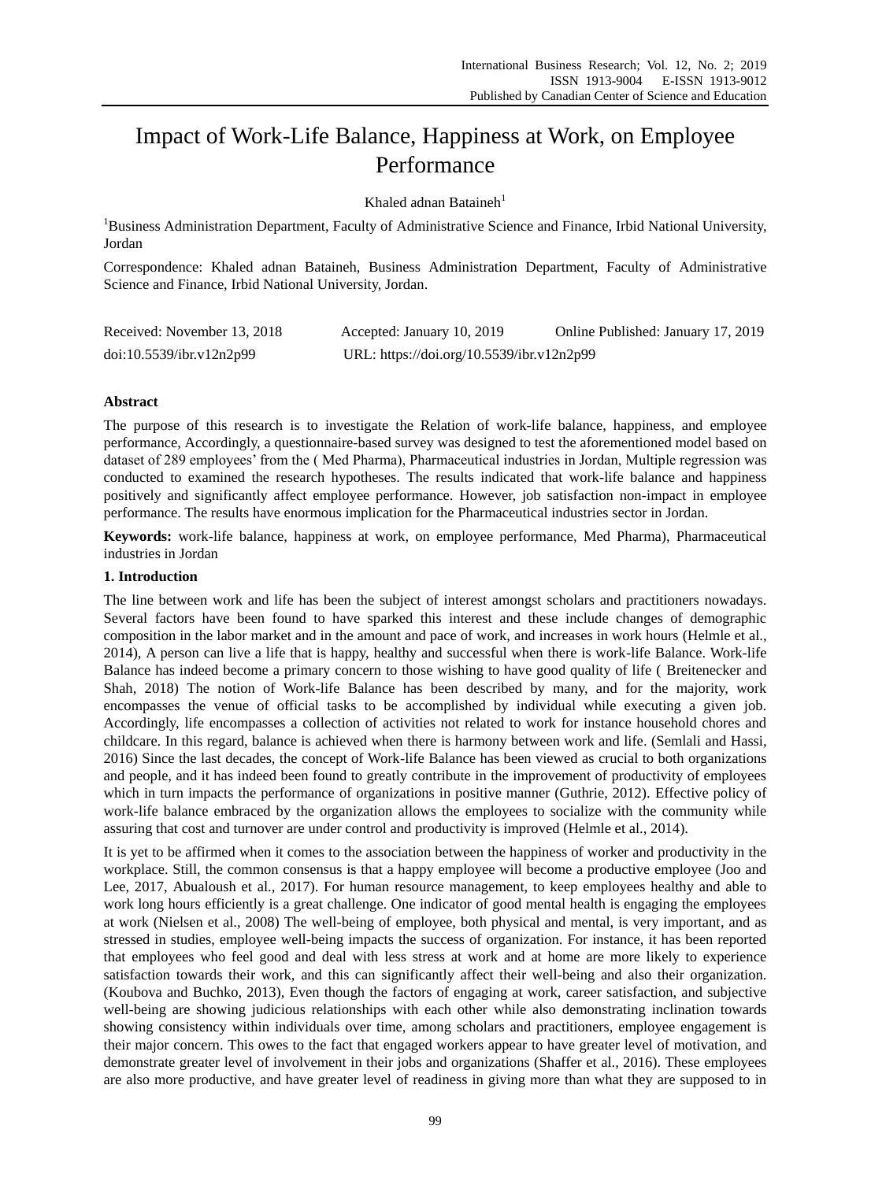# Impact of Work-Life Balance, Happiness at Work, on Employee Performance

Khaled adnan Bataineh[1]

[1]Business Administration Department, Faculty of Administrative Science and Finance, Irbid National University, Jordan

Correspondence: Khaled adnan Bataineh, Business Administration Department, Faculty of Administrative Science and Finance, Irbid National University, Jordan.

Received: November 13, 2018 Accepted: January 10, 2019 Online Published: January 17, 2019

doi:10.5539/ibr.v12n2p99 URL: https://doi.org/10.5539/ibr.v12n2p99

## Abstract

The purpose of this research is to investigate the Relation of work-life balance, happiness, and employee performance, Accordingly, a questionnaire-based survey was designed to test the aforementioned model based on dataset of 289 employees' from the ( Med Pharma), Pharmaceutical industries in Jordan, Multiple regression was conducted to examined the research hypotheses. The results indicated that work-life balance and happiness positively and significantly affect employee performance. However, job satisfaction non-impact in employee performance. The results have enormous implication for the Pharmaceutical industries sector in Jordan.

**Keywords:** work-life balance, happiness at work, on employee performance, Med Pharma), Pharmaceutical industries in Jordan

## 1. Introduction

The line between work and life has been the subject of interest amongst scholars and practitioners nowadays. Several factors have been found to have sparked this interest and these include changes of demographic composition in the labor market and in the amount and pace of work, and increases in work hours (Helmle et al., 2014), A person can live a life that is happy, healthy and successful when there is work-life Balance. Work-life Balance has indeed become a primary concern to those wishing to have good quality of life ( Breitenecker and Shah, 2018) The notion of Work-life Balance has been described by many, and for the majority, work encompasses the venue of official tasks to be accomplished by individual while executing a given job. Accordingly, life encompasses a collection of activities not related to work for instance household chores and childcare. In this regard, balance is achieved when there is harmony between work and life. (Semlali and Hassi, 2016) Since the last decades, the concept of Work-life Balance has been viewed as crucial to both organizations and people, and it has indeed been found to greatly contribute in the improvement of productivity of employees which in turn impacts the performance of organizations in positive manner (Guthrie, 2012). Effective policy of work-life balance embraced by the organization allows the employees to socialize with the community while assuring that cost and turnover are under control and productivity is improved (Helmle et al., 2014).

It is yet to be affirmed when it comes to the association between the happiness of worker and productivity in the workplace. Still, the common consensus is that a happy employee will become a productive employee (Joo and Lee, 2017, Abualoush et al., 2017). For human resource management, to keep employees healthy and able to work long hours efficiently is a great challenge. One indicator of good mental health is engaging the employees at work (Nielsen et al., 2008) The well-being of employee, both physical and mental, is very important, and as stressed in studies, employee well-being impacts the success of organization. For instance, it has been reported that employees who feel good and deal with less stress at work and at home are more likely to experience satisfaction towards their work, and this can significantly affect their well-being and also their organization. (Koubova and Buchko, 2013), Even though the factors of engaging at work, career satisfaction, and subjective well-being are showing judicious relationships with each other while also demonstrating inclination towards showing consistency within individuals over time, among scholars and practitioners, employee engagement is their major concern. This owes to the fact that engaged workers appear to have greater level of motivation, and demonstrate greater level of involvement in their jobs and organizations (Shaffer et al., 2016). These employees are also more productive, and have greater level of readiness in giving more than what they are supposed to in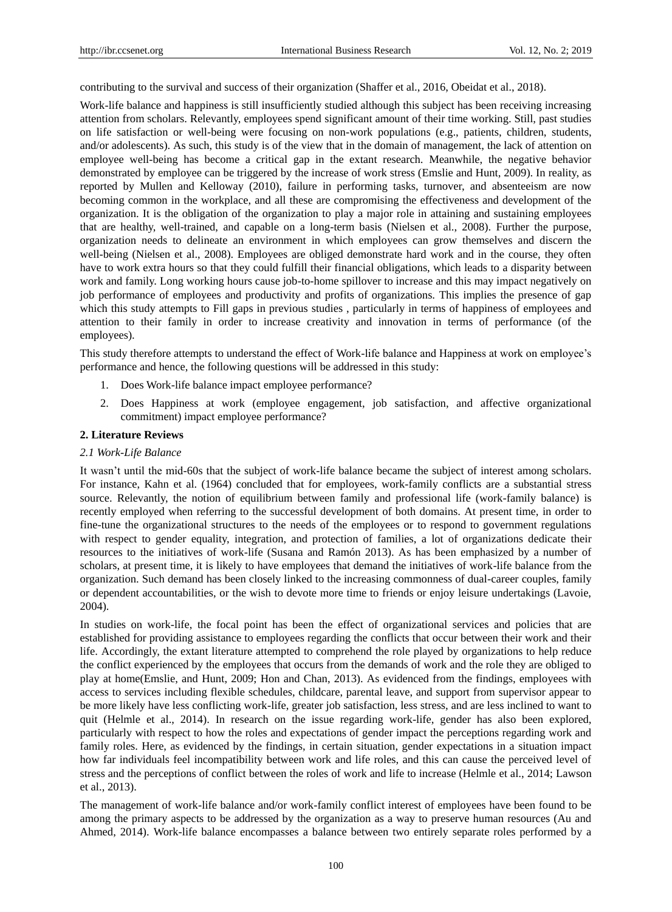contributing to the survival and success of their organization (Shaffer et al., 2016, Obeidat et al., 2018).

Work-life balance and happiness is still insufficiently studied although this subject has been receiving increasing attention from scholars. Relevantly, employees spend significant amount of their time working. Still, past studies on life satisfaction or well-being were focusing on non-work populations (e.g., patients, children, students, and/or adolescents). As such, this study is of the view that in the domain of management, the lack of attention on employee well-being has become a critical gap in the extant research. Meanwhile, the negative behavior demonstrated by employee can be triggered by the increase of work stress (Emslie and Hunt, 2009). In reality, as reported by Mullen and Kelloway (2010), failure in performing tasks, turnover, and absenteeism are now becoming common in the workplace, and all these are compromising the effectiveness and development of the organization. It is the obligation of the organization to play a major role in attaining and sustaining employees that are healthy, well-trained, and capable on a long-term basis (Nielsen et al., 2008). Further the purpose, organization needs to delineate an environment in which employees can grow themselves and discern the well-being (Nielsen et al., 2008). Employees are obliged demonstrate hard work and in the course, they often have to work extra hours so that they could fulfill their financial obligations, which leads to a disparity between work and family. Long working hours cause job-to-home spillover to increase and this may impact negatively on job performance of employees and productivity and profits of organizations. This implies the presence of gap which this study attempts to Fill gaps in previous studies , particularly in terms of happiness of employees and attention to their family in order to increase creativity and innovation in terms of performance (of the employees).

This study therefore attempts to understand the effect of Work-life balance and Happiness at work on employee's performance and hence, the following questions will be addressed in this study:

1. Does Work-life balance impact employee performance?
2. Does Happiness at work (employee engagement, job satisfaction, and affective organizational commitment) impact employee performance?

## 2. Literature Reviews

### *2.1 Work-Life Balance*

It wasn't until the mid-60s that the subject of work-life balance became the subject of interest among scholars. For instance, Kahn et al. (1964) concluded that for employees, work-family conflicts are a substantial stress source. Relevantly, the notion of equilibrium between family and professional life (work-family balance) is recently employed when referring to the successful development of both domains. At present time, in order to fine-tune the organizational structures to the needs of the employees or to respond to government regulations with respect to gender equality, integration, and protection of families, a lot of organizations dedicate their resources to the initiatives of work-life (Susana and Ramón 2013). As has been emphasized by a number of scholars, at present time, it is likely to have employees that demand the initiatives of work-life balance from the organization. Such demand has been closely linked to the increasing commonness of dual-career couples, family or dependent accountabilities, or the wish to devote more time to friends or enjoy leisure undertakings (Lavoie, 2004).

In studies on work-life, the focal point has been the effect of organizational services and policies that are established for providing assistance to employees regarding the conflicts that occur between their work and their life. Accordingly, the extant literature attempted to comprehend the role played by organizations to help reduce the conflict experienced by the employees that occurs from the demands of work and the role they are obliged to play at home(Emslie, and Hunt, 2009; Hon and Chan, 2013). As evidenced from the findings, employees with access to services including flexible schedules, childcare, parental leave, and support from supervisor appear to be more likely have less conflicting work-life, greater job satisfaction, less stress, and are less inclined to want to quit (Helmle et al., 2014). In research on the issue regarding work-life, gender has also been explored, particularly with respect to how the roles and expectations of gender impact the perceptions regarding work and family roles. Here, as evidenced by the findings, in certain situation, gender expectations in a situation impact how far individuals feel incompatibility between work and life roles, and this can cause the perceived level of stress and the perceptions of conflict between the roles of work and life to increase (Helmle et al., 2014; Lawson et al., 2013).

The management of work-life balance and/or work-family conflict interest of employees have been found to be among the primary aspects to be addressed by the organization as a way to preserve human resources (Au and Ahmed, 2014). Work-life balance encompasses a balance between two entirely separate roles performed by a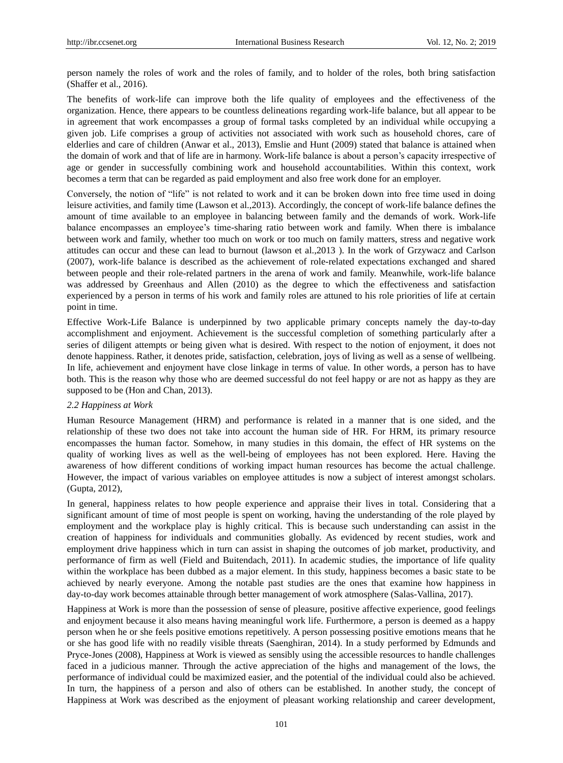person namely the roles of work and the roles of family, and to holder of the roles, both bring satisfaction (Shaffer et al., 2016).

The benefits of work-life can improve both the life quality of employees and the effectiveness of the organization. Hence, there appears to be countless delineations regarding work-life balance, but all appear to be in agreement that work encompasses a group of formal tasks completed by an individual while occupying a given job. Life comprises a group of activities not associated with work such as household chores, care of elderlies and care of children (Anwar et al., 2013), Emslie and Hunt (2009) stated that balance is attained when the domain of work and that of life are in harmony. Work-life balance is about a person's capacity irrespective of age or gender in successfully combining work and household accountabilities. Within this context, work becomes a term that can be regarded as paid employment and also free work done for an employer.

Conversely, the notion of "life" is not related to work and it can be broken down into free time used in doing leisure activities, and family time (Lawson et al.,2013). Accordingly, the concept of work-life balance defines the amount of time available to an employee in balancing between family and the demands of work. Work-life balance encompasses an employee's time-sharing ratio between work and family. When there is imbalance between work and family, whether too much on work or too much on family matters, stress and negative work attitudes can occur and these can lead to burnout (lawson et al.,2013 ). In the work of Grzywacz and Carlson (2007), work-life balance is described as the achievement of role-related expectations exchanged and shared between people and their role-related partners in the arena of work and family. Meanwhile, work-life balance was addressed by Greenhaus and Allen (2010) as the degree to which the effectiveness and satisfaction experienced by a person in terms of his work and family roles are attuned to his role priorities of life at certain point in time.

Effective Work-Life Balance is underpinned by two applicable primary concepts namely the day-to-day accomplishment and enjoyment. Achievement is the successful completion of something particularly after a series of diligent attempts or being given what is desired. With respect to the notion of enjoyment, it does not denote happiness. Rather, it denotes pride, satisfaction, celebration, joys of living as well as a sense of wellbeing. In life, achievement and enjoyment have close linkage in terms of value. In other words, a person has to have both. This is the reason why those who are deemed successful do not feel happy or are not as happy as they are supposed to be (Hon and Chan, 2013).

### *2.2 Happiness at Work*

Human Resource Management (HRM) and performance is related in a manner that is one sided, and the relationship of these two does not take into account the human side of HR. For HRM, its primary resource encompasses the human factor. Somehow, in many studies in this domain, the effect of HR systems on the quality of working lives as well as the well-being of employees has not been explored. Here. Having the awareness of how different conditions of working impact human resources has become the actual challenge. However, the impact of various variables on employee attitudes is now a subject of interest amongst scholars. (Gupta, 2012),

In general, happiness relates to how people experience and appraise their lives in total. Considering that a significant amount of time of most people is spent on working, having the understanding of the role played by employment and the workplace play is highly critical. This is because such understanding can assist in the creation of happiness for individuals and communities globally. As evidenced by recent studies, work and employment drive happiness which in turn can assist in shaping the outcomes of job market, productivity, and performance of firm as well (Field and Buitendach, 2011). In academic studies, the importance of life quality within the workplace has been dubbed as a major element. In this study, happiness becomes a basic state to be achieved by nearly everyone. Among the notable past studies are the ones that examine how happiness in day-to-day work becomes attainable through better management of work atmosphere (Salas-Vallina, 2017).

Happiness at Work is more than the possession of sense of pleasure, positive affective experience, good feelings and enjoyment because it also means having meaningful work life. Furthermore, a person is deemed as a happy person when he or she feels positive emotions repetitively. A person possessing positive emotions means that he or she has good life with no readily visible threats (Saenghiran, 2014). In a study performed by Edmunds and Pryce-Jones (2008), Happiness at Work is viewed as sensibly using the accessible resources to handle challenges faced in a judicious manner. Through the active appreciation of the highs and management of the lows, the performance of individual could be maximized easier, and the potential of the individual could also be achieved. In turn, the happiness of a person and also of others can be established. In another study, the concept of Happiness at Work was described as the enjoyment of pleasant working relationship and career development,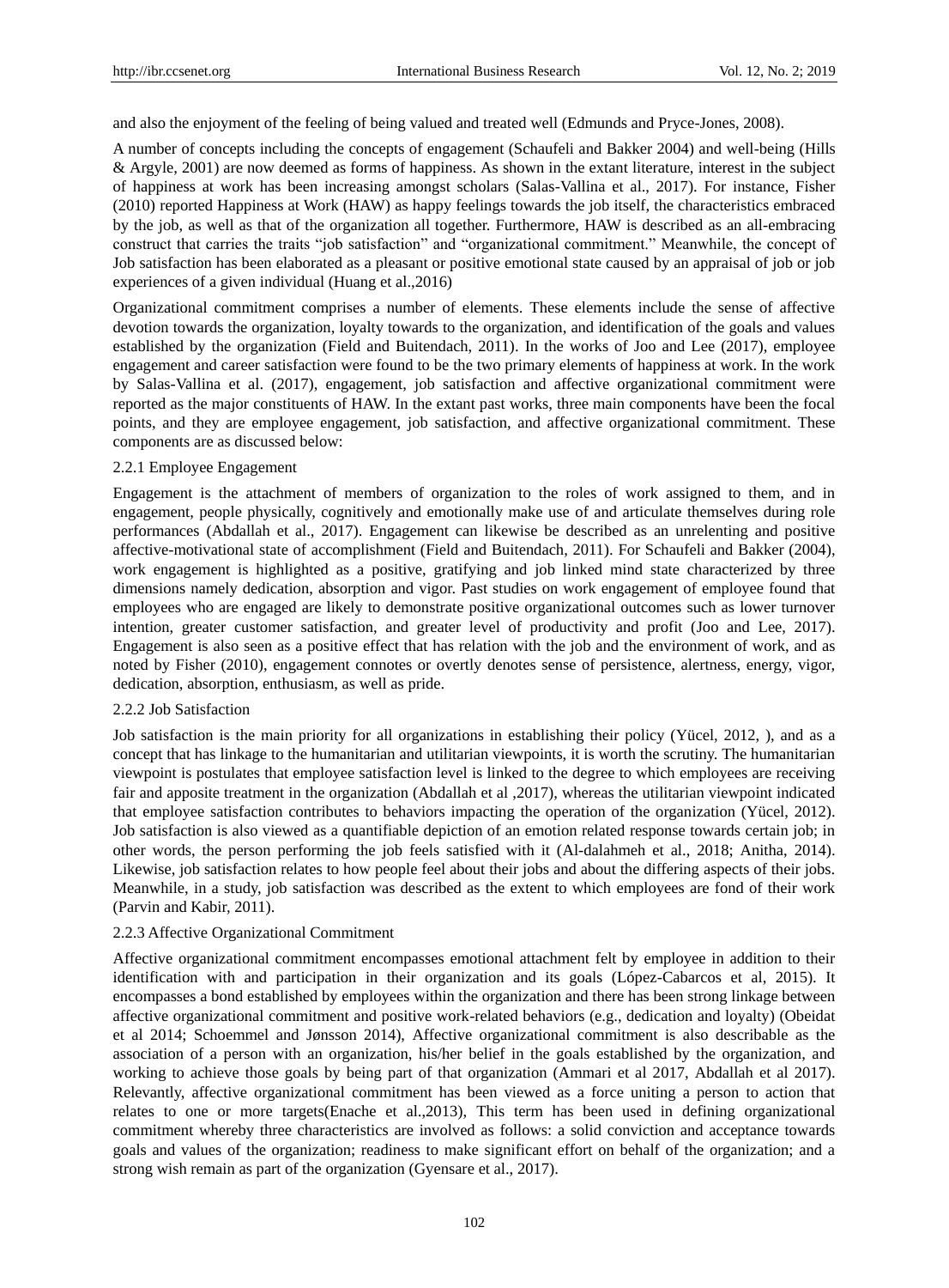and also the enjoyment of the feeling of being valued and treated well (Edmunds and Pryce-Jones, 2008).

A number of concepts including the concepts of engagement (Schaufeli and Bakker 2004) and well-being (Hills & Argyle, 2001) are now deemed as forms of happiness. As shown in the extant literature, interest in the subject of happiness at work has been increasing amongst scholars (Salas-Vallina et al., 2017). For instance, Fisher (2010) reported Happiness at Work (HAW) as happy feelings towards the job itself, the characteristics embraced by the job, as well as that of the organization all together. Furthermore, HAW is described as an all-embracing construct that carries the traits "job satisfaction" and "organizational commitment." Meanwhile, the concept of Job satisfaction has been elaborated as a pleasant or positive emotional state caused by an appraisal of job or job experiences of a given individual (Huang et al.,2016)

Organizational commitment comprises a number of elements. These elements include the sense of affective devotion towards the organization, loyalty towards to the organization, and identification of the goals and values established by the organization (Field and Buitendach, 2011). In the works of Joo and Lee (2017), employee engagement and career satisfaction were found to be the two primary elements of happiness at work. In the work by Salas-Vallina et al. (2017), engagement, job satisfaction and affective organizational commitment were reported as the major constituents of HAW. In the extant past works, three main components have been the focal points, and they are employee engagement, job satisfaction, and affective organizational commitment. These components are as discussed below:

### 2.2.1 Employee Engagement

Engagement is the attachment of members of organization to the roles of work assigned to them, and in engagement, people physically, cognitively and emotionally make use of and articulate themselves during role performances (Abdallah et al., 2017). Engagement can likewise be described as an unrelenting and positive affective-motivational state of accomplishment (Field and Buitendach, 2011). For Schaufeli and Bakker (2004), work engagement is highlighted as a positive, gratifying and job linked mind state characterized by three dimensions namely dedication, absorption and vigor. Past studies on work engagement of employee found that employees who are engaged are likely to demonstrate positive organizational outcomes such as lower turnover intention, greater customer satisfaction, and greater level of productivity and profit (Joo and Lee, 2017). Engagement is also seen as a positive effect that has relation with the job and the environment of work, and as noted by Fisher (2010), engagement connotes or overtly denotes sense of persistence, alertness, energy, vigor, dedication, absorption, enthusiasm, as well as pride.

### 2.2.2 Job Satisfaction

Job satisfaction is the main priority for all organizations in establishing their policy (Yücel, 2012, ), and as a concept that has linkage to the humanitarian and utilitarian viewpoints, it is worth the scrutiny. The humanitarian viewpoint is postulates that employee satisfaction level is linked to the degree to which employees are receiving fair and apposite treatment in the organization (Abdallah et al ,2017), whereas the utilitarian viewpoint indicated that employee satisfaction contributes to behaviors impacting the operation of the organization (Yücel, 2012). Job satisfaction is also viewed as a quantifiable depiction of an emotion related response towards certain job; in other words, the person performing the job feels satisfied with it (Al-dalahmeh et al., 2018; Anitha, 2014). Likewise, job satisfaction relates to how people feel about their jobs and about the differing aspects of their jobs. Meanwhile, in a study, job satisfaction was described as the extent to which employees are fond of their work (Parvin and Kabir, 2011).

### 2.2.3 Affective Organizational Commitment

Affective organizational commitment encompasses emotional attachment felt by employee in addition to their identification with and participation in their organization and its goals (López-Cabarcos et al, 2015). It encompasses a bond established by employees within the organization and there has been strong linkage between affective organizational commitment and positive work-related behaviors (e.g., dedication and loyalty) (Obeidat et al 2014; Schoemmel and Jønsson 2014), Affective organizational commitment is also describable as the association of a person with an organization, his/her belief in the goals established by the organization, and working to achieve those goals by being part of that organization (Ammari et al 2017, Abdallah et al 2017). Relevantly, affective organizational commitment has been viewed as a force uniting a person to action that relates to one or more targets(Enache et al.,2013), This term has been used in defining organizational commitment whereby three characteristics are involved as follows: a solid conviction and acceptance towards goals and values of the organization; readiness to make significant effort on behalf of the organization; and a strong wish remain as part of the organization (Gyensare et al., 2017).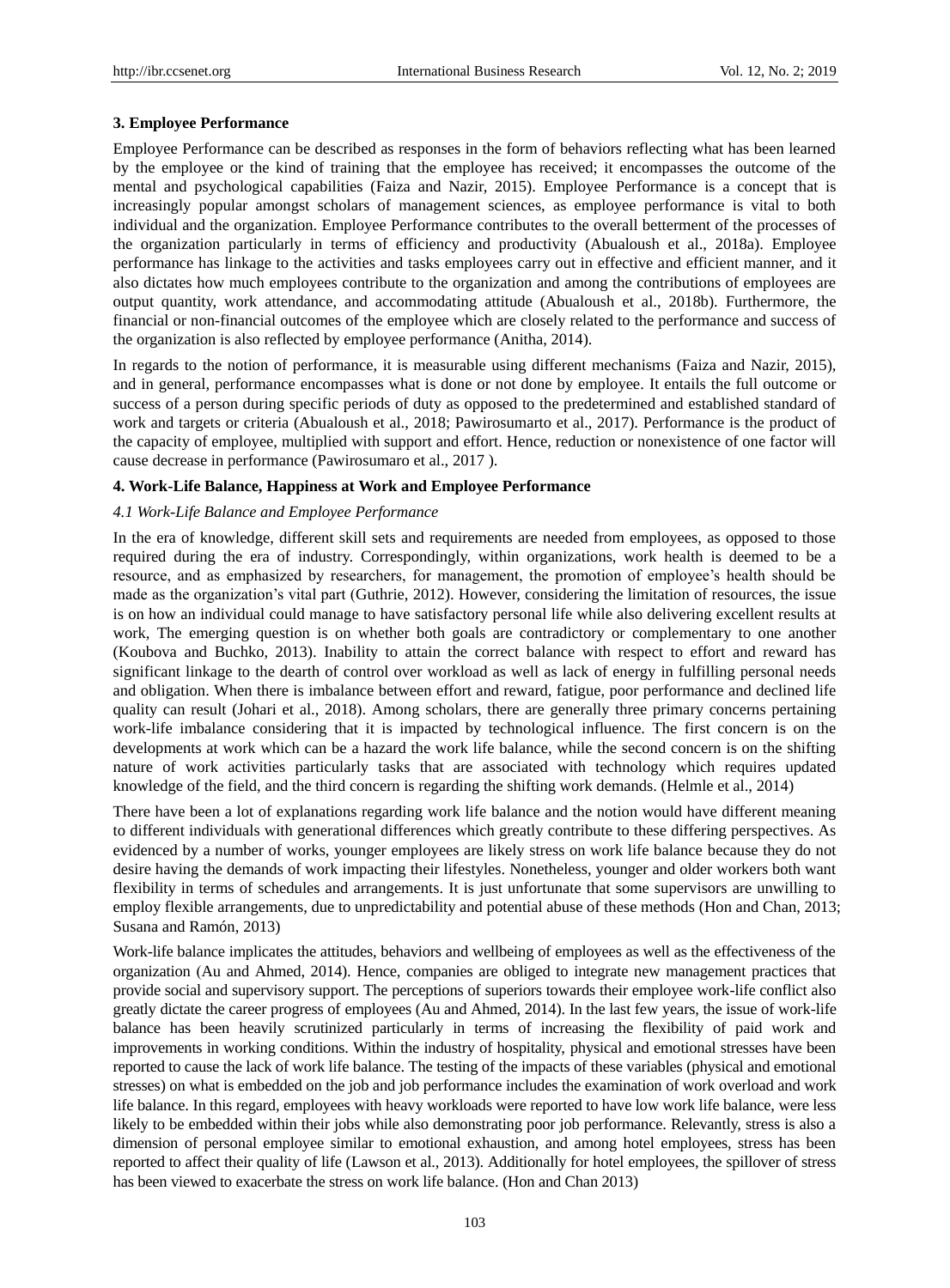### 3. Employee Performance

Employee Performance can be described as responses in the form of behaviors reflecting what has been learned by the employee or the kind of training that the employee has received; it encompasses the outcome of the mental and psychological capabilities (Faiza and Nazir, 2015). Employee Performance is a concept that is increasingly popular amongst scholars of management sciences, as employee performance is vital to both individual and the organization. Employee Performance contributes to the overall betterment of the processes of the organization particularly in terms of efficiency and productivity (Abualoush et al., 2018a). Employee performance has linkage to the activities and tasks employees carry out in effective and efficient manner, and it also dictates how much employees contribute to the organization and among the contributions of employees are output quantity, work attendance, and accommodating attitude (Abualoush et al., 2018b). Furthermore, the financial or non-financial outcomes of the employee which are closely related to the performance and success of the organization is also reflected by employee performance (Anitha, 2014).

In regards to the notion of performance, it is measurable using different mechanisms (Faiza and Nazir, 2015), and in general, performance encompasses what is done or not done by employee. It entails the full outcome or success of a person during specific periods of duty as opposed to the predetermined and established standard of work and targets or criteria (Abualoush et al., 2018; Pawirosumarto et al., 2017). Performance is the product of the capacity of employee, multiplied with support and effort. Hence, reduction or nonexistence of one factor will cause decrease in performance (Pawirosumaro et al., 2017 ).

### 4. Work-Life Balance, Happiness at Work and Employee Performance

#### *4.1 Work-Life Balance and Employee Performance*

In the era of knowledge, different skill sets and requirements are needed from employees, as opposed to those required during the era of industry. Correspondingly, within organizations, work health is deemed to be a resource, and as emphasized by researchers, for management, the promotion of employee's health should be made as the organization's vital part (Guthrie, 2012). However, considering the limitation of resources, the issue is on how an individual could manage to have satisfactory personal life while also delivering excellent results at work, The emerging question is on whether both goals are contradictory or complementary to one another (Koubova and Buchko, 2013). Inability to attain the correct balance with respect to effort and reward has significant linkage to the dearth of control over workload as well as lack of energy in fulfilling personal needs and obligation. When there is imbalance between effort and reward, fatigue, poor performance and declined life quality can result (Johari et al., 2018). Among scholars, there are generally three primary concerns pertaining work-life imbalance considering that it is impacted by technological influence. The first concern is on the developments at work which can be a hazard the work life balance, while the second concern is on the shifting nature of work activities particularly tasks that are associated with technology which requires updated knowledge of the field, and the third concern is regarding the shifting work demands. (Helmle et al., 2014)

There have been a lot of explanations regarding work life balance and the notion would have different meaning to different individuals with generational differences which greatly contribute to these differing perspectives. As evidenced by a number of works, younger employees are likely stress on work life balance because they do not desire having the demands of work impacting their lifestyles. Nonetheless, younger and older workers both want flexibility in terms of schedules and arrangements. It is just unfortunate that some supervisors are unwilling to employ flexible arrangements, due to unpredictability and potential abuse of these methods (Hon and Chan, 2013; Susana and Ramón, 2013)

Work-life balance implicates the attitudes, behaviors and wellbeing of employees as well as the effectiveness of the organization (Au and Ahmed, 2014). Hence, companies are obliged to integrate new management practices that provide social and supervisory support. The perceptions of superiors towards their employee work-life conflict also greatly dictate the career progress of employees (Au and Ahmed, 2014). In the last few years, the issue of work-life balance has been heavily scrutinized particularly in terms of increasing the flexibility of paid work and improvements in working conditions. Within the industry of hospitality, physical and emotional stresses have been reported to cause the lack of work life balance. The testing of the impacts of these variables (physical and emotional stresses) on what is embedded on the job and job performance includes the examination of work overload and work life balance. In this regard, employees with heavy workloads were reported to have low work life balance, were less likely to be embedded within their jobs while also demonstrating poor job performance. Relevantly, stress is also a dimension of personal employee similar to emotional exhaustion, and among hotel employees, stress has been reported to affect their quality of life (Lawson et al., 2013). Additionally for hotel employees, the spillover of stress has been viewed to exacerbate the stress on work life balance. (Hon and Chan 2013)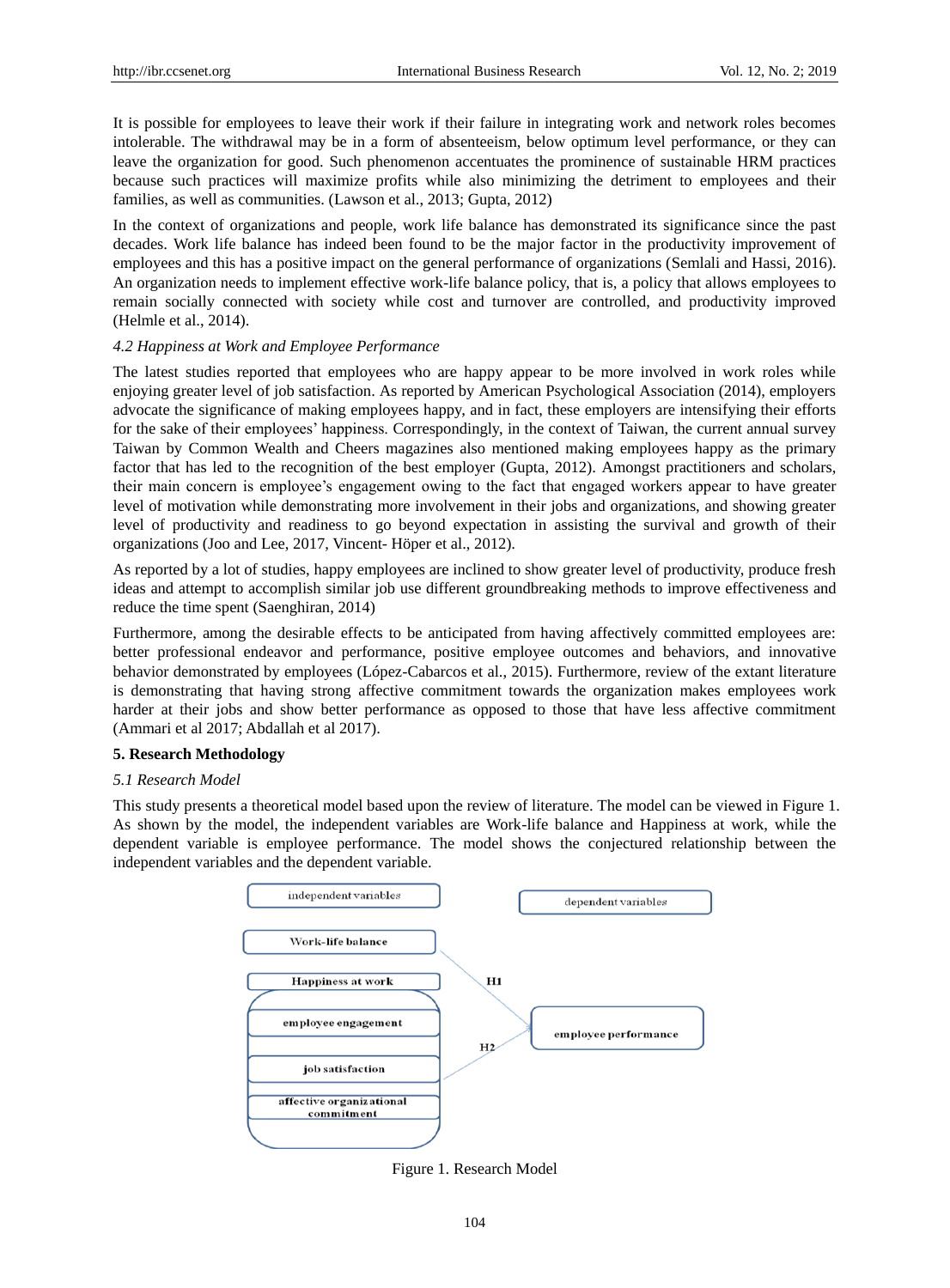It is possible for employees to leave their work if their failure in integrating work and network roles becomes intolerable. The withdrawal may be in a form of absenteeism, below optimum level performance, or they can leave the organization for good. Such phenomenon accentuates the prominence of sustainable HRM practices because such practices will maximize profits while also minimizing the detriment to employees and their families, as well as communities. (Lawson et al., 2013; Gupta, 2012)

In the context of organizations and people, work life balance has demonstrated its significance since the past decades. Work life balance has indeed been found to be the major factor in the productivity improvement of employees and this has a positive impact on the general performance of organizations (Semlali and Hassi, 2016). An organization needs to implement effective work-life balance policy, that is, a policy that allows employees to remain socially connected with society while cost and turnover are controlled, and productivity improved (Helmle et al., 2014).

### *4.2 Happiness at Work and Employee Performance*

The latest studies reported that employees who are happy appear to be more involved in work roles while enjoying greater level of job satisfaction. As reported by American Psychological Association (2014), employers advocate the significance of making employees happy, and in fact, these employers are intensifying their efforts for the sake of their employees' happiness. Correspondingly, in the context of Taiwan, the current annual survey Taiwan by Common Wealth and Cheers magazines also mentioned making employees happy as the primary factor that has led to the recognition of the best employer (Gupta, 2012). Amongst practitioners and scholars, their main concern is employee's engagement owing to the fact that engaged workers appear to have greater level of motivation while demonstrating more involvement in their jobs and organizations, and showing greater level of productivity and readiness to go beyond expectation in assisting the survival and growth of their organizations (Joo and Lee, 2017, Vincent- Höper et al., 2012).

As reported by a lot of studies, happy employees are inclined to show greater level of productivity, produce fresh ideas and attempt to accomplish similar job use different groundbreaking methods to improve effectiveness and reduce the time spent (Saenghiran, 2014)

Furthermore, among the desirable effects to be anticipated from having affectively committed employees are: better professional endeavor and performance, positive employee outcomes and behaviors, and innovative behavior demonstrated by employees (López-Cabarcos et al., 2015). Furthermore, review of the extant literature is demonstrating that having strong affective commitment towards the organization makes employees work harder at their jobs and show better performance as opposed to those that have less affective commitment (Ammari et al 2017; Abdallah et al 2017).

## 5. Research Methodology

### *5.1 Research Model*

This study presents a theoretical model based upon the review of literature. The model can be viewed in Figure 1. As shown by the model, the independent variables are Work-life balance and Happiness at work, while the dependent variable is employee performance. The model shows the conjectured relationship between the independent variables and the dependent variable.

independent variables | dependent variables

Work-life balance

Happiness at work
- employee engagement
- job satisfaction
- affective organizational commitment

H1, H2 → employee performance

Figure 1. Research Model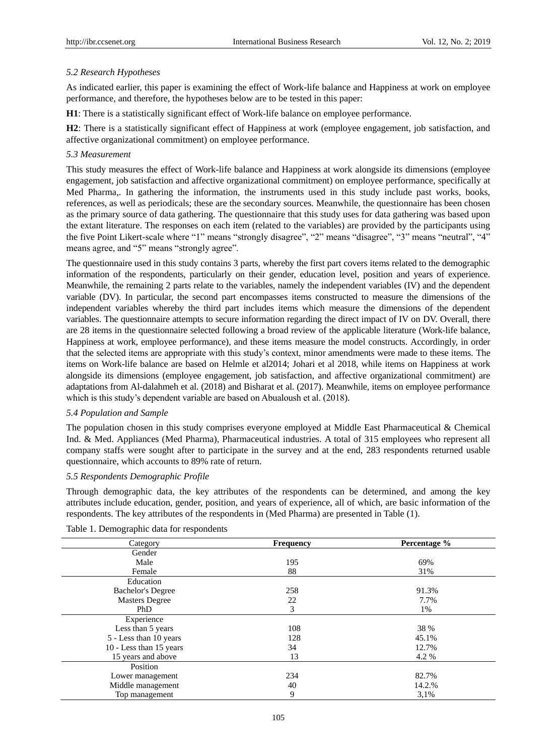### *5.2 Research Hypotheses*

As indicated earlier, this paper is examining the effect of Work-life balance and Happiness at work on employee performance, and therefore, the hypotheses below are to be tested in this paper:

**H1**: There is a statistically significant effect of Work-life balance on employee performance.

**H2**: There is a statistically significant effect of Happiness at work (employee engagement, job satisfaction, and affective organizational commitment) on employee performance.

### *5.3 Measurement*

This study measures the effect of Work-life balance and Happiness at work alongside its dimensions (employee engagement, job satisfaction and affective organizational commitment) on employee performance, specifically at Med Pharma,. In gathering the information, the instruments used in this study include past works, books, references, as well as periodicals; these are the secondary sources. Meanwhile, the questionnaire has been chosen as the primary source of data gathering. The questionnaire that this study uses for data gathering was based upon the extant literature. The responses on each item (related to the variables) are provided by the participants using the five Point Likert-scale where "1" means "strongly disagree", "2" means "disagree", "3" means "neutral", "4" means agree, and "5" means "strongly agree".

The questionnaire used in this study contains 3 parts, whereby the first part covers items related to the demographic information of the respondents, particularly on their gender, education level, position and years of experience. Meanwhile, the remaining 2 parts relate to the variables, namely the independent variables (IV) and the dependent variable (DV). In particular, the second part encompasses items constructed to measure the dimensions of the independent variables whereby the third part includes items which measure the dimensions of the dependent variables. The questionnaire attempts to secure information regarding the direct impact of IV on DV. Overall, there are 28 items in the questionnaire selected following a broad review of the applicable literature (Work-life balance, Happiness at work, employee performance), and these items measure the model constructs. Accordingly, in order that the selected items are appropriate with this study's context, minor amendments were made to these items. The items on Work-life balance are based on Helmle et al2014; Johari et al 2018, while items on Happiness at work alongside its dimensions (employee engagement, job satisfaction, and affective organizational commitment) are adaptations from Al-dalahmeh et al. (2018) and Bisharat et al. (2017). Meanwhile, items on employee performance which is this study's dependent variable are based on Abualoush et al. (2018).

### *5.4 Population and Sample*

The population chosen in this study comprises everyone employed at Middle East Pharmaceutical & Chemical Ind. & Med. Appliances (Med Pharma), Pharmaceutical industries. A total of 315 employees who represent all company staffs were sought after to participate in the survey and at the end, 283 respondents returned usable questionnaire, which accounts to 89% rate of return.

### *5.5 Respondents Demographic Profile*

Through demographic data, the key attributes of the respondents can be determined, and among the key attributes include education, gender, position, and years of experience, all of which, are basic information of the respondents. The key attributes of the respondents in (Med Pharma) are presented in Table (1).

Table 1. Demographic data for respondents

| Category | **Frequency** | **Percentage %** |
|---|---|---|
| Gender | | |
| Male | 195 | 69% |
| Female | 88 | 31% |
| Education | | |
| Bachelor's Degree | 258 | 91.3% |
| Masters Degree | 22 | 7.7% |
| PhD | 3 | 1% |
| Experience | | |
| Less than 5 years | 108 | 38 % |
| 5 - Less than 10 years | 128 | 45.1% |
| 10 - Less than 15 years | 34 | 12.7% |
| 15 years and above | 13 | 4.2 % |
| Position | | |
| Lower management | 234 | 82.7% |
| Middle management | 40 | 14.2.% |
| Top management | 9 | 3,1% |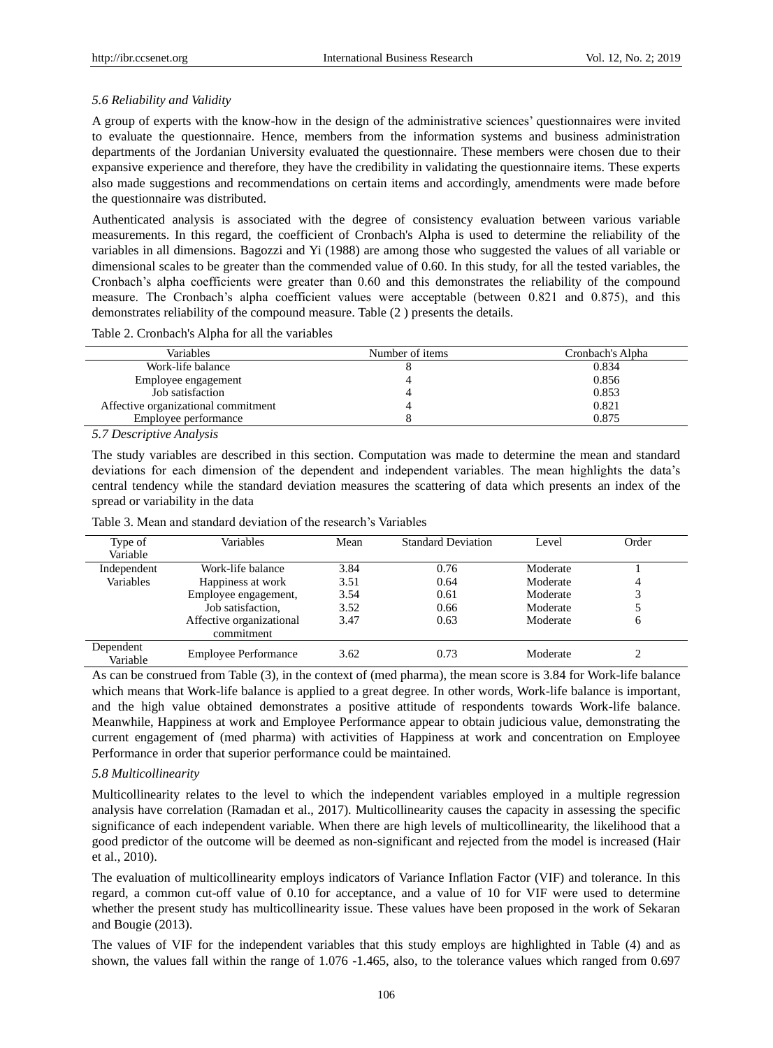### 5.6 Reliability and Validity

A group of experts with the know-how in the design of the administrative sciences' questionnaires were invited to evaluate the questionnaire. Hence, members from the information systems and business administration departments of the Jordanian University evaluated the questionnaire. These members were chosen due to their expansive experience and therefore, they have the credibility in validating the questionnaire items. These experts also made suggestions and recommendations on certain items and accordingly, amendments were made before the questionnaire was distributed.

Authenticated analysis is associated with the degree of consistency evaluation between various variable measurements. In this regard, the coefficient of Cronbach's Alpha is used to determine the reliability of the variables in all dimensions. Bagozzi and Yi (1988) are among those who suggested the values of all variable or dimensional scales to be greater than the commended value of 0.60. In this study, for all the tested variables, the Cronbach's alpha coefficients were greater than 0.60 and this demonstrates the reliability of the compound measure. The Cronbach's alpha coefficient values were acceptable (between 0.821 and 0.875), and this demonstrates reliability of the compound measure. Table (2 ) presents the details.

Table 2. Cronbach's Alpha for all the variables

| Variables | Number of items | Cronbach's Alpha |
|---|---|---|
| Work-life balance | 8 | 0.834 |
| Employee engagement | 4 | 0.856 |
| Job satisfaction | 4 | 0.853 |
| Affective organizational commitment | 4 | 0.821 |
| Employee performance | 8 | 0.875 |

### 5.7 Descriptive Analysis

The study variables are described in this section. Computation was made to determine the mean and standard deviations for each dimension of the dependent and independent variables. The mean highlights the data's central tendency while the standard deviation measures the scattering of data which presents an index of the spread or variability in the data

Table 3. Mean and standard deviation of the research's Variables

| Type of Variable | Variables | Mean | Standard Deviation | Level | Order |
|---|---|---|---|---|---|
| Independent Variables | Work-life balance | 3.84 | 0.76 | Moderate | 1 |
| | Happiness at work | 3.51 | 0.64 | Moderate | 4 |
| | Employee engagement, | 3.54 | 0.61 | Moderate | 3 |
| | Job satisfaction, | 3.52 | 0.66 | Moderate | 5 |
| | Affective organizational commitment | 3.47 | 0.63 | Moderate | 6 |
| Dependent Variable | Employee Performance | 3.62 | 0.73 | Moderate | 2 |

As can be construed from Table (3), in the context of (med pharma), the mean score is 3.84 for Work-life balance which means that Work-life balance is applied to a great degree. In other words, Work-life balance is important, and the high value obtained demonstrates a positive attitude of respondents towards Work-life balance. Meanwhile, Happiness at work and Employee Performance appear to obtain judicious value, demonstrating the current engagement of (med pharma) with activities of Happiness at work and concentration on Employee Performance in order that superior performance could be maintained.

### 5.8 Multicollinearity

Multicollinearity relates to the level to which the independent variables employed in a multiple regression analysis have correlation (Ramadan et al., 2017). Multicollinearity causes the capacity in assessing the specific significance of each independent variable. When there are high levels of multicollinearity, the likelihood that a good predictor of the outcome will be deemed as non-significant and rejected from the model is increased (Hair et al., 2010).

The evaluation of multicollinearity employs indicators of Variance Inflation Factor (VIF) and tolerance. In this regard, a common cut-off value of 0.10 for acceptance, and a value of 10 for VIF were used to determine whether the present study has multicollinearity issue. These values have been proposed in the work of Sekaran and Bougie (2013).

The values of VIF for the independent variables that this study employs are highlighted in Table (4) and as shown, the values fall within the range of 1.076 -1.465, also, to the tolerance values which ranged from 0.697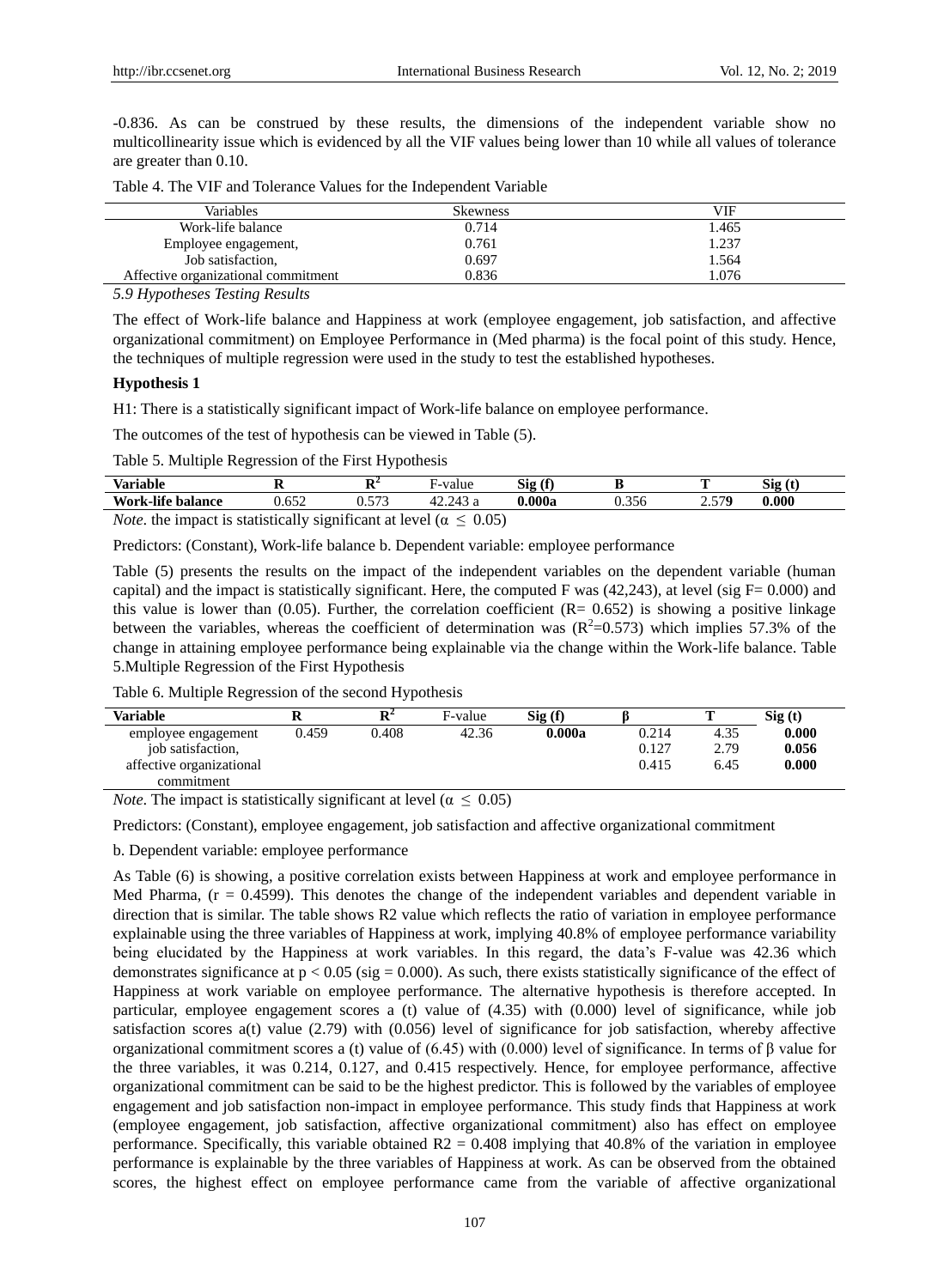-0.836. As can be construed by these results, the dimensions of the independent variable show no multicollinearity issue which is evidenced by all the VIF values being lower than 10 while all values of tolerance are greater than 0.10.

Table 4. The VIF and Tolerance Values for the Independent Variable

| Variables | Skewness | VIF |
|---|---|---|
| Work-life balance | 0.714 | 1.465 |
| Employee engagement, | 0.761 | 1.237 |
| Job satisfaction, | 0.697 | 1.564 |
| Affective organizational commitment | 0.836 | 1.076 |

*5.9 Hypotheses Testing Results*

The effect of Work-life balance and Happiness at work (employee engagement, job satisfaction, and affective organizational commitment) on Employee Performance in (Med pharma) is the focal point of this study. Hence, the techniques of multiple regression were used in the study to test the established hypotheses.

**Hypothesis 1**

H1: There is a statistically significant impact of Work-life balance on employee performance.

The outcomes of the test of hypothesis can be viewed in Table (5).

Table 5. Multiple Regression of the First Hypothesis

| **Variable** | **R** | **$R^2$** | F-value | **Sig (f)** | **B** | **T** | **Sig (t)** |
|---|---|---|---|---|---|---|---|
| **Work-life balance** | 0.652 | 0.573 | 42.243 a | **0.000a** | 0.356 | 2.579 | **0.000** |

*Note*. the impact is statistically significant at level ($\alpha \leq 0.05$)

Predictors: (Constant), Work-life balance b. Dependent variable: employee performance

Table (5) presents the results on the impact of the independent variables on the dependent variable (human capital) and the impact is statistically significant. Here, the computed F was (42,243), at level (sig F= 0.000) and this value is lower than (0.05). Further, the correlation coefficient (R= 0.652) is showing a positive linkage between the variables, whereas the coefficient of determination was ($R^2$=0.573) which implies 57.3% of the change in attaining employee performance being explainable via the change within the Work-life balance. Table 5.Multiple Regression of the First Hypothesis

Table 6. Multiple Regression of the second Hypothesis

| **Variable** | **R** | **$R^2$** | F-value | **Sig (f)** | **β** | **T** | **Sig (t)** |
|---|---|---|---|---|---|---|---|
| employee engagement | 0.459 | 0.408 | 42.36 | **0.000a** | 0.214 | 4.35 | **0.000** |
| job satisfaction, | | | | | 0.127 | 2.79 | **0.056** |
| affective organizational commitment | | | | | 0.415 | 6.45 | **0.000** |

*Note*. The impact is statistically significant at level ($\alpha \leq 0.05$)

Predictors: (Constant), employee engagement, job satisfaction and affective organizational commitment

b. Dependent variable: employee performance

As Table (6) is showing, a positive correlation exists between Happiness at work and employee performance in Med Pharma, (r = 0.4599). This denotes the change of the independent variables and dependent variable in direction that is similar. The table shows R2 value which reflects the ratio of variation in employee performance explainable using the three variables of Happiness at work, implying 40.8% of employee performance variability being elucidated by the Happiness at work variables. In this regard, the data's F-value was 42.36 which demonstrates significance at $p < 0.05$ (sig = 0.000). As such, there exists statistically significance of the effect of Happiness at work variable on employee performance. The alternative hypothesis is therefore accepted. In particular, employee engagement scores a (t) value of (4.35) with (0.000) level of significance, while job satisfaction scores a(t) value (2.79) with (0.056) level of significance for job satisfaction, whereby affective organizational commitment scores a (t) value of (6.45) with (0.000) level of significance. In terms of β value for the three variables, it was 0.214, 0.127, and 0.415 respectively. Hence, for employee performance, affective organizational commitment can be said to be the highest predictor. This is followed by the variables of employee engagement and job satisfaction non-impact in employee performance. This study finds that Happiness at work (employee engagement, job satisfaction, affective organizational commitment) also has effect on employee performance. Specifically, this variable obtained R2 = 0.408 implying that 40.8% of the variation in employee performance is explainable by the three variables of Happiness at work. As can be observed from the obtained scores, the highest effect on employee performance came from the variable of affective organizational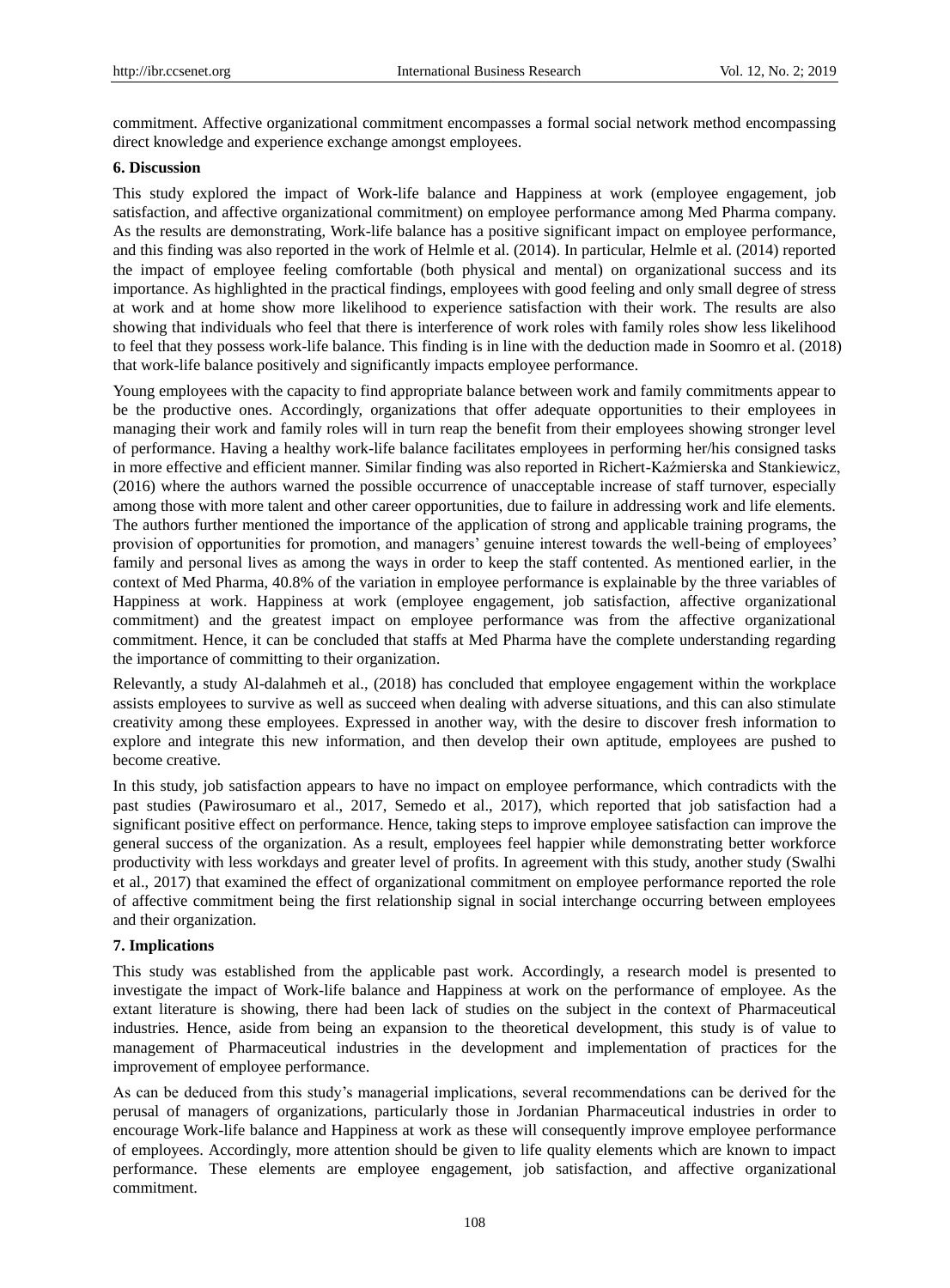commitment. Affective organizational commitment encompasses a formal social network method encompassing direct knowledge and experience exchange amongst employees.

**6. Discussion**

This study explored the impact of Work-life balance and Happiness at work (employee engagement, job satisfaction, and affective organizational commitment) on employee performance among Med Pharma company. As the results are demonstrating, Work-life balance has a positive significant impact on employee performance, and this finding was also reported in the work of Helmle et al. (2014). In particular, Helmle et al. (2014) reported the impact of employee feeling comfortable (both physical and mental) on organizational success and its importance. As highlighted in the practical findings, employees with good feeling and only small degree of stress at work and at home show more likelihood to experience satisfaction with their work. The results are also showing that individuals who feel that there is interference of work roles with family roles show less likelihood to feel that they possess work-life balance. This finding is in line with the deduction made in Soomro et al. (2018) that work-life balance positively and significantly impacts employee performance.

Young employees with the capacity to find appropriate balance between work and family commitments appear to be the productive ones. Accordingly, organizations that offer adequate opportunities to their employees in managing their work and family roles will in turn reap the benefit from their employees showing stronger level of performance. Having a healthy work-life balance facilitates employees in performing her/his consigned tasks in more effective and efficient manner. Similar finding was also reported in Richert-Kaźmierska and Stankiewicz, (2016) where the authors warned the possible occurrence of unacceptable increase of staff turnover, especially among those with more talent and other career opportunities, due to failure in addressing work and life elements. The authors further mentioned the importance of the application of strong and applicable training programs, the provision of opportunities for promotion, and managers' genuine interest towards the well-being of employees' family and personal lives as among the ways in order to keep the staff contented. As mentioned earlier, in the context of Med Pharma, 40.8% of the variation in employee performance is explainable by the three variables of Happiness at work. Happiness at work (employee engagement, job satisfaction, affective organizational commitment) and the greatest impact on employee performance was from the affective organizational commitment. Hence, it can be concluded that staffs at Med Pharma have the complete understanding regarding the importance of committing to their organization.

Relevantly, a study Al-dalahmeh et al., (2018) has concluded that employee engagement within the workplace assists employees to survive as well as succeed when dealing with adverse situations, and this can also stimulate creativity among these employees. Expressed in another way, with the desire to discover fresh information to explore and integrate this new information, and then develop their own aptitude, employees are pushed to become creative.

In this study, job satisfaction appears to have no impact on employee performance, which contradicts with the past studies (Pawirosumaro et al., 2017, Semedo et al., 2017), which reported that job satisfaction had a significant positive effect on performance. Hence, taking steps to improve employee satisfaction can improve the general success of the organization. As a result, employees feel happier while demonstrating better workforce productivity with less workdays and greater level of profits. In agreement with this study, another study (Swalhi et al., 2017) that examined the effect of organizational commitment on employee performance reported the role of affective commitment being the first relationship signal in social interchange occurring between employees and their organization.

**7. Implications**

This study was established from the applicable past work. Accordingly, a research model is presented to investigate the impact of Work-life balance and Happiness at work on the performance of employee. As the extant literature is showing, there had been lack of studies on the subject in the context of Pharmaceutical industries. Hence, aside from being an expansion to the theoretical development, this study is of value to management of Pharmaceutical industries in the development and implementation of practices for the improvement of employee performance.

As can be deduced from this study's managerial implications, several recommendations can be derived for the perusal of managers of organizations, particularly those in Jordanian Pharmaceutical industries in order to encourage Work-life balance and Happiness at work as these will consequently improve employee performance of employees. Accordingly, more attention should be given to life quality elements which are known to impact performance. These elements are employee engagement, job satisfaction, and affective organizational commitment.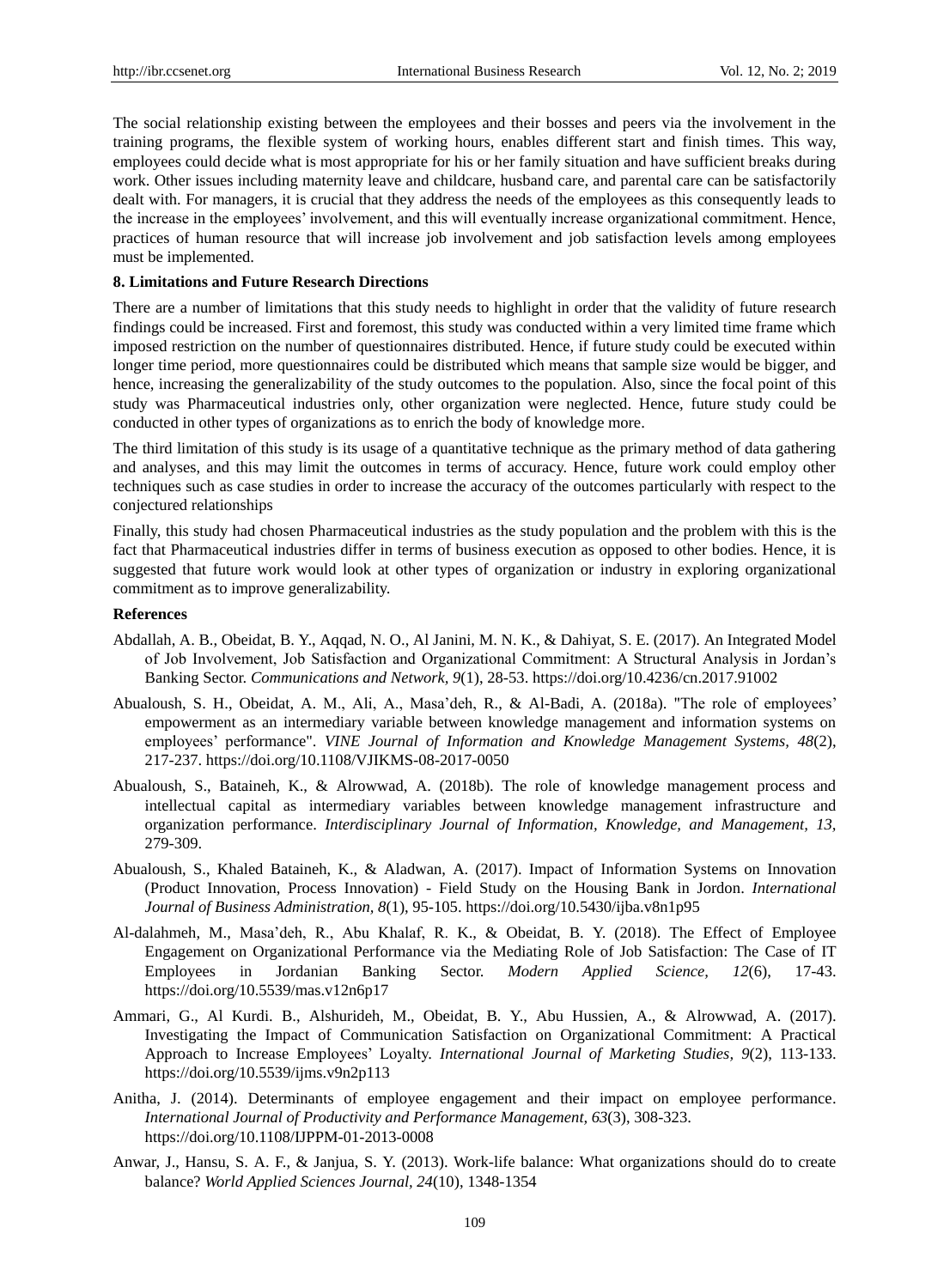The social relationship existing between the employees and their bosses and peers via the involvement in the training programs, the flexible system of working hours, enables different start and finish times. This way, employees could decide what is most appropriate for his or her family situation and have sufficient breaks during work. Other issues including maternity leave and childcare, husband care, and parental care can be satisfactorily dealt with. For managers, it is crucial that they address the needs of the employees as this consequently leads to the increase in the employees' involvement, and this will eventually increase organizational commitment. Hence, practices of human resource that will increase job involvement and job satisfaction levels among employees must be implemented.

## 8. Limitations and Future Research Directions

There are a number of limitations that this study needs to highlight in order that the validity of future research findings could be increased. First and foremost, this study was conducted within a very limited time frame which imposed restriction on the number of questionnaires distributed. Hence, if future study could be executed within longer time period, more questionnaires could be distributed which means that sample size would be bigger, and hence, increasing the generalizability of the study outcomes to the population. Also, since the focal point of this study was Pharmaceutical industries only, other organization were neglected. Hence, future study could be conducted in other types of organizations as to enrich the body of knowledge more.

The third limitation of this study is its usage of a quantitative technique as the primary method of data gathering and analyses, and this may limit the outcomes in terms of accuracy. Hence, future work could employ other techniques such as case studies in order to increase the accuracy of the outcomes particularly with respect to the conjectured relationships

Finally, this study had chosen Pharmaceutical industries as the study population and the problem with this is the fact that Pharmaceutical industries differ in terms of business execution as opposed to other bodies. Hence, it is suggested that future work would look at other types of organization or industry in exploring organizational commitment as to improve generalizability.

## References

Abdallah, A. B., Obeidat, B. Y., Aqqad, N. O., Al Janini, M. N. K., & Dahiyat, S. E. (2017). An Integrated Model of Job Involvement, Job Satisfaction and Organizational Commitment: A Structural Analysis in Jordan's Banking Sector. *Communications and Network, 9*(1), 28-53. https://doi.org/10.4236/cn.2017.91002

Abualoush, S. H., Obeidat, A. M., Ali, A., Masa'deh, R., & Al-Badi, A. (2018a). "The role of employees' empowerment as an intermediary variable between knowledge management and information systems on employees' performance". *VINE Journal of Information and Knowledge Management Systems, 48*(2), 217-237. https://doi.org/10.1108/VJIKMS-08-2017-0050

Abualoush, S., Bataineh, K., & Alrowwad, A. (2018b). The role of knowledge management process and intellectual capital as intermediary variables between knowledge management infrastructure and organization performance. *Interdisciplinary Journal of Information, Knowledge, and Management, 13,* 279-309.

Abualoush, S., Khaled Bataineh, K., & Aladwan, A. (2017). Impact of Information Systems on Innovation (Product Innovation, Process Innovation) - Field Study on the Housing Bank in Jordon. *International Journal of Business Administration, 8*(1), 95-105. https://doi.org/10.5430/ijba.v8n1p95

Al-dalahmeh, M., Masa'deh, R., Abu Khalaf, R. K., & Obeidat, B. Y. (2018). The Effect of Employee Engagement on Organizational Performance via the Mediating Role of Job Satisfaction: The Case of IT Employees in Jordanian Banking Sector. *Modern Applied Science, 12*(6), 17-43. https://doi.org/10.5539/mas.v12n6p17

Ammari, G., Al Kurdi. B., Alshurideh, M., Obeidat, B. Y., Abu Hussien, A., & Alrowwad, A. (2017). Investigating the Impact of Communication Satisfaction on Organizational Commitment: A Practical Approach to Increase Employees' Loyalty. *International Journal of Marketing Studies, 9*(2), 113-133. https://doi.org/10.5539/ijms.v9n2p113

Anitha, J. (2014). Determinants of employee engagement and their impact on employee performance. *International Journal of Productivity and Performance Management, 63*(3), 308-323. https://doi.org/10.1108/IJPPM-01-2013-0008

Anwar, J., Hansu, S. A. F., & Janjua, S. Y. (2013). Work-life balance: What organizations should do to create balance? *World Applied Sciences Journal, 24*(10), 1348-1354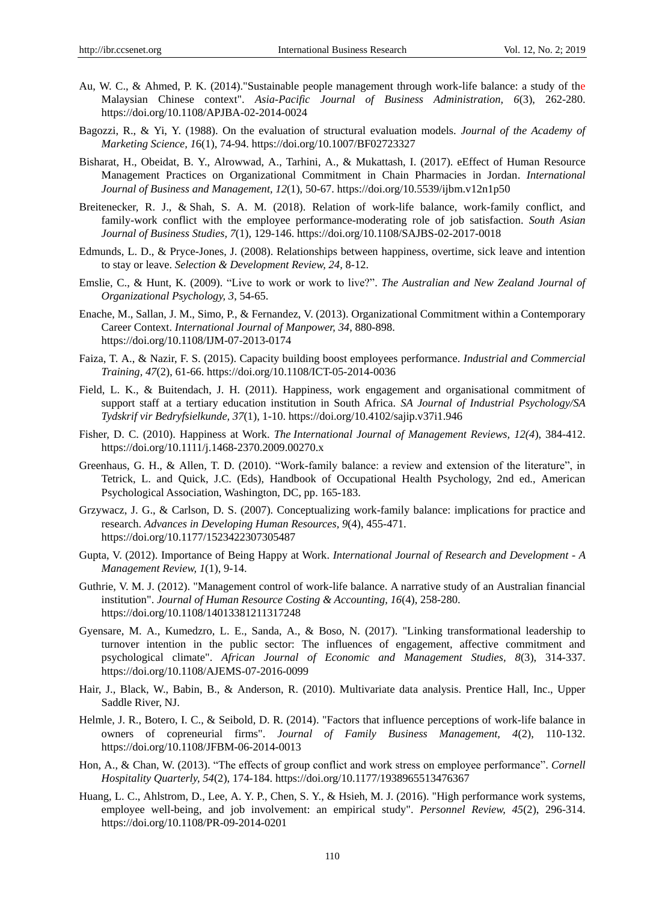Au, W. C., & Ahmed, P. K. (2014)."Sustainable people management through work-life balance: a study of the Malaysian Chinese context". *Asia-Pacific Journal of Business Administration, 6*(3), 262-280. https://doi.org/10.1108/APJBA-02-2014-0024

Bagozzi, R., & Yi, Y. (1988). On the evaluation of structural evaluation models. *Journal of the Academy of Marketing Science, 16*(1), 74-94. https://doi.org/10.1007/BF02723327

Bisharat, H., Obeidat, B. Y., Alrowwad, A., Tarhini, A., & Mukattash, I. (2017). eEffect of Human Resource Management Practices on Organizational Commitment in Chain Pharmacies in Jordan. *International Journal of Business and Management, 12*(1), 50-67. https://doi.org/10.5539/ijbm.v12n1p50

Breitenecker, R. J., & Shah, S. A. M. (2018). Relation of work-life balance, work-family conflict, and family-work conflict with the employee performance-moderating role of job satisfaction. *South Asian Journal of Business Studies, 7*(1), 129-146. https://doi.org/10.1108/SAJBS-02-2017-0018

Edmunds, L. D., & Pryce-Jones, J. (2008). Relationships between happiness, overtime, sick leave and intention to stay or leave. *Selection & Development Review, 24,* 8-12.

Emslie, C., & Hunt, K. (2009). "Live to work or work to live?". *The Australian and New Zealand Journal of Organizational Psychology, 3*, 54-65.

Enache, M., Sallan, J. M., Simo, P., & Fernandez, V. (2013). Organizational Commitment within a Contemporary Career Context. *International Journal of Manpower, 34,* 880-898. https://doi.org/10.1108/IJM-07-2013-0174

Faiza, T. A., & Nazir, F. S. (2015). Capacity building boost employees performance. *Industrial and Commercial Training, 47*(2), 61-66. https://doi.org/10.1108/ICT-05-2014-0036

Field, L. K., & Buitendach, J. H. (2011). Happiness, work engagement and organisational commitment of support staff at a tertiary education institution in South Africa. *SA Journal of Industrial Psychology/SA Tydskrif vir Bedryfsielkunde, 37*(1), 1-10. https://doi.org/10.4102/sajip.v37i1.946

Fisher, D. C. (2010). Happiness at Work. *The International Journal of Management Reviews, 12(4*), 384-412. https://doi.org/10.1111/j.1468-2370.2009.00270.x

Greenhaus, G. H., & Allen, T. D. (2010). "Work-family balance: a review and extension of the literature", in Tetrick, L. and Quick, J.C. (Eds), Handbook of Occupational Health Psychology, 2nd ed., American Psychological Association, Washington, DC, pp. 165-183.

Grzywacz, J. G., & Carlson, D. S. (2007). Conceptualizing work-family balance: implications for practice and research. *Advances in Developing Human Resources, 9*(4), 455-471. https://doi.org/10.1177/1523422307305487

Gupta, V. (2012). Importance of Being Happy at Work. *International Journal of Research and Development - A Management Review, 1*(1), 9-14.

Guthrie, V. M. J. (2012). "Management control of work-life balance. A narrative study of an Australian financial institution". *Journal of Human Resource Costing & Accounting, 16*(4), 258-280. https://doi.org/10.1108/14013381211317248

Gyensare, M. A., Kumedzro, L. E., Sanda, A., & Boso, N. (2017). "Linking transformational leadership to turnover intention in the public sector: The influences of engagement, affective commitment and psychological climate". *African Journal of Economic and Management Studies, 8*(3), 314-337. https://doi.org/10.1108/AJEMS-07-2016-0099

Hair, J., Black, W., Babin, B., & Anderson, R. (2010). Multivariate data analysis. Prentice Hall, Inc., Upper Saddle River, NJ.

Helmle, J. R., Botero, I. C., & Seibold, D. R. (2014). "Factors that influence perceptions of work-life balance in owners of copreneurial firms". *Journal of Family Business Management, 4*(2), 110-132. https://doi.org/10.1108/JFBM-06-2014-0013

Hon, A., & Chan, W. (2013). "The effects of group conflict and work stress on employee performance". *Cornell Hospitality Quarterly, 54*(2), 174-184. https://doi.org/10.1177/1938965513476367

Huang, L. C., Ahlstrom, D., Lee, A. Y. P., Chen, S. Y., & Hsieh, M. J. (2016). "High performance work systems, employee well-being, and job involvement: an empirical study". *Personnel Review, 45*(2), 296-314. https://doi.org/10.1108/PR-09-2014-0201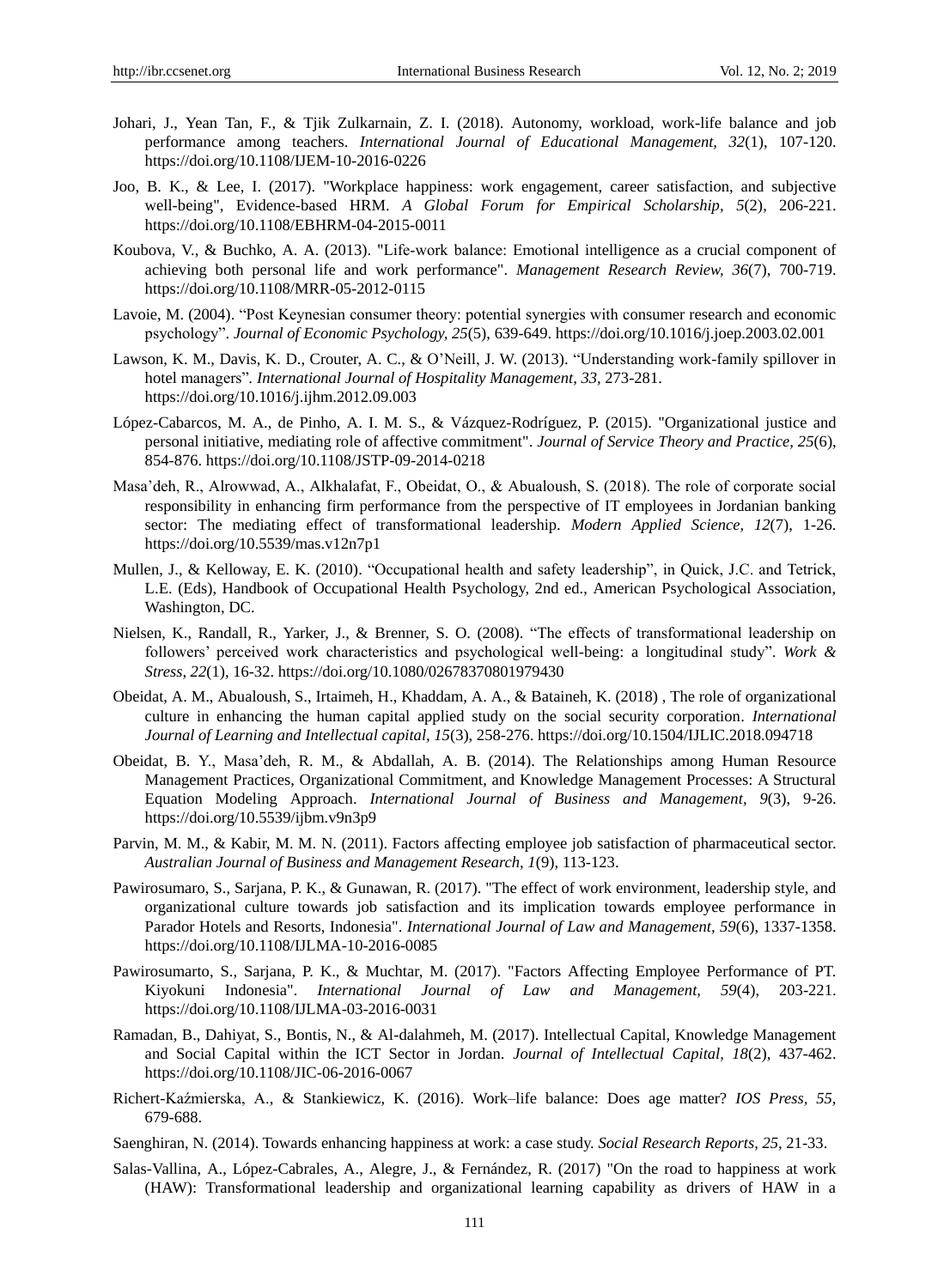Johari, J., Yean Tan, F., & Tjik Zulkarnain, Z. I. (2018). Autonomy, workload, work-life balance and job performance among teachers. *International Journal of Educational Management, 32*(1), 107-120. https://doi.org/10.1108/IJEM-10-2016-0226

Joo, B. K., & Lee, I. (2017). "Workplace happiness: work engagement, career satisfaction, and subjective well-being", Evidence-based HRM. *A Global Forum for Empirical Scholarship, 5*(2), 206-221. https://doi.org/10.1108/EBHRM-04-2015-0011

Koubova, V., & Buchko, A. A. (2013). "Life-work balance: Emotional intelligence as a crucial component of achieving both personal life and work performance". *Management Research Review, 36*(7), 700-719. https://doi.org/10.1108/MRR-05-2012-0115

Lavoie, M. (2004). "Post Keynesian consumer theory: potential synergies with consumer research and economic psychology". *Journal of Economic Psychology, 25*(5), 639-649. https://doi.org/10.1016/j.joep.2003.02.001

Lawson, K. M., Davis, K. D., Crouter, A. C., & O'Neill, J. W. (2013). "Understanding work-family spillover in hotel managers". *International Journal of Hospitality Management, 33*, 273-281. https://doi.org/10.1016/j.ijhm.2012.09.003

López-Cabarcos, M. A., de Pinho, A. I. M. S., & Vázquez-Rodríguez, P. (2015). "Organizational justice and personal initiative, mediating role of affective commitment". *Journal of Service Theory and Practice, 25*(6), 854-876. https://doi.org/10.1108/JSTP-09-2014-0218

Masa'deh, R., Alrowwad, A., Alkhalafat, F., Obeidat, O., & Abualoush, S. (2018). The role of corporate social responsibility in enhancing firm performance from the perspective of IT employees in Jordanian banking sector: The mediating effect of transformational leadership. *Modern Applied Science, 12*(7), 1-26. https://doi.org/10.5539/mas.v12n7p1

Mullen, J., & Kelloway, E. K. (2010). "Occupational health and safety leadership", in Quick, J.C. and Tetrick, L.E. (Eds), Handbook of Occupational Health Psychology, 2nd ed., American Psychological Association, Washington, DC.

Nielsen, K., Randall, R., Yarker, J., & Brenner, S. O. (2008). "The effects of transformational leadership on followers' perceived work characteristics and psychological well-being: a longitudinal study". *Work & Stress, 22*(1), 16-32. https://doi.org/10.1080/02678370801979430

Obeidat, A. M., Abualoush, S., Irtaimeh, H., Khaddam, A. A., & Bataineh, K. (2018) , The role of organizational culture in enhancing the human capital applied study on the social security corporation. *International Journal of Learning and Intellectual capital, 15*(3), 258-276. https://doi.org/10.1504/IJLIC.2018.094718

Obeidat, B. Y., Masa'deh, R. M., & Abdallah, A. B. (2014). The Relationships among Human Resource Management Practices, Organizational Commitment, and Knowledge Management Processes: A Structural Equation Modeling Approach. *International Journal of Business and Management, 9*(3), 9-26. https://doi.org/10.5539/ijbm.v9n3p9

Parvin, M. M., & Kabir, M. M. N. (2011). Factors affecting employee job satisfaction of pharmaceutical sector. *Australian Journal of Business and Management Research, 1*(9), 113-123.

Pawirosumaro, S., Sarjana, P. K., & Gunawan, R. (2017). "The effect of work environment, leadership style, and organizational culture towards job satisfaction and its implication towards employee performance in Parador Hotels and Resorts, Indonesia". *International Journal of Law and Management, 59*(6), 1337-1358. https://doi.org/10.1108/IJLMA-10-2016-0085

Pawirosumarto, S., Sarjana, P. K., & Muchtar, M. (2017). "Factors Affecting Employee Performance of PT. Kiyokuni Indonesia". *International Journal of Law and Management, 59*(4), 203-221. https://doi.org/10.1108/IJLMA-03-2016-0031

Ramadan, B., Dahiyat, S., Bontis, N., & Al-dalahmeh, M. (2017). Intellectual Capital, Knowledge Management and Social Capital within the ICT Sector in Jordan. *Journal of Intellectual Capital, 18*(2), 437-462. https://doi.org/10.1108/JIC-06-2016-0067

Richert-Kaźmierska, A., & Stankiewicz, K. (2016). Work–life balance: Does age matter? *IOS Press, 55*, 679-688.

Saenghiran, N. (2014). Towards enhancing happiness at work: a case study. *Social Research Reports, 25*, 21-33.

Salas-Vallina, A., López-Cabrales, A., Alegre, J., & Fernández, R. (2017) "On the road to happiness at work (HAW): Transformational leadership and organizational learning capability as drivers of HAW in a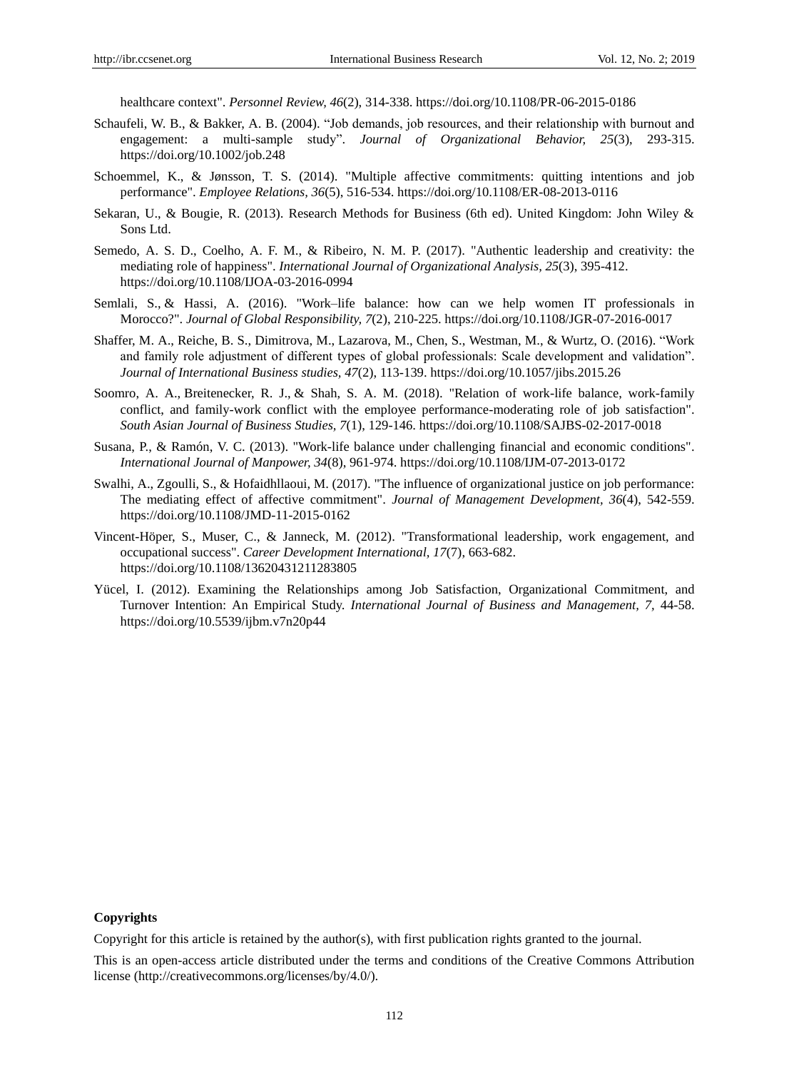healthcare context". *Personnel Review, 46*(2), 314-338. https://doi.org/10.1108/PR-06-2015-0186

Schaufeli, W. B., & Bakker, A. B. (2004). "Job demands, job resources, and their relationship with burnout and engagement: a multi-sample study". *Journal of Organizational Behavior, 25*(3), 293-315. https://doi.org/10.1002/job.248

Schoemmel, K., & Jønsson, T. S. (2014). "Multiple affective commitments: quitting intentions and job performance". *Employee Relations, 36*(5), 516-534. https://doi.org/10.1108/ER-08-2013-0116

Sekaran, U., & Bougie, R. (2013). Research Methods for Business (6th ed). United Kingdom: John Wiley & Sons Ltd.

Semedo, A. S. D., Coelho, A. F. M., & Ribeiro, N. M. P. (2017). "Authentic leadership and creativity: the mediating role of happiness". *International Journal of Organizational Analysis, 25*(3), 395-412. https://doi.org/10.1108/IJOA-03-2016-0994

Semlali, S., & Hassi, A. (2016). "Work–life balance: how can we help women IT professionals in Morocco?". *Journal of Global Responsibility, 7*(2), 210-225. https://doi.org/10.1108/JGR-07-2016-0017

Shaffer, M. A., Reiche, B. S., Dimitrova, M., Lazarova, M., Chen, S., Westman, M., & Wurtz, O. (2016). "Work and family role adjustment of different types of global professionals: Scale development and validation". *Journal of International Business studies, 47*(2), 113-139. https://doi.org/10.1057/jibs.2015.26

Soomro, A. A., Breitenecker, R. J., & Shah, S. A. M. (2018). "Relation of work-life balance, work-family conflict, and family-work conflict with the employee performance-moderating role of job satisfaction". *South Asian Journal of Business Studies, 7*(1), 129-146. https://doi.org/10.1108/SAJBS-02-2017-0018

Susana, P., & Ramón, V. C. (2013). "Work-life balance under challenging financial and economic conditions". *International Journal of Manpower, 34*(8), 961-974. https://doi.org/10.1108/IJM-07-2013-0172

Swalhi, A., Zgoulli, S., & Hofaidhllaoui, M. (2017). "The influence of organizational justice on job performance: The mediating effect of affective commitment". *Journal of Management Development, 36*(4), 542-559. https://doi.org/10.1108/JMD-11-2015-0162

Vincent-Höper, S., Muser, C., & Janneck, M. (2012). "Transformational leadership, work engagement, and occupational success". *Career Development International, 17*(7), 663-682. https://doi.org/10.1108/13620431211283805

Yücel, I. (2012). Examining the Relationships among Job Satisfaction, Organizational Commitment, and Turnover Intention: An Empirical Study. *International Journal of Business and Management, 7,* 44-58. https://doi.org/10.5539/ijbm.v7n20p44

**Copyrights**

Copyright for this article is retained by the author(s), with first publication rights granted to the journal.

This is an open-access article distributed under the terms and conditions of the Creative Commons Attribution license (http://creativecommons.org/licenses/by/4.0/).